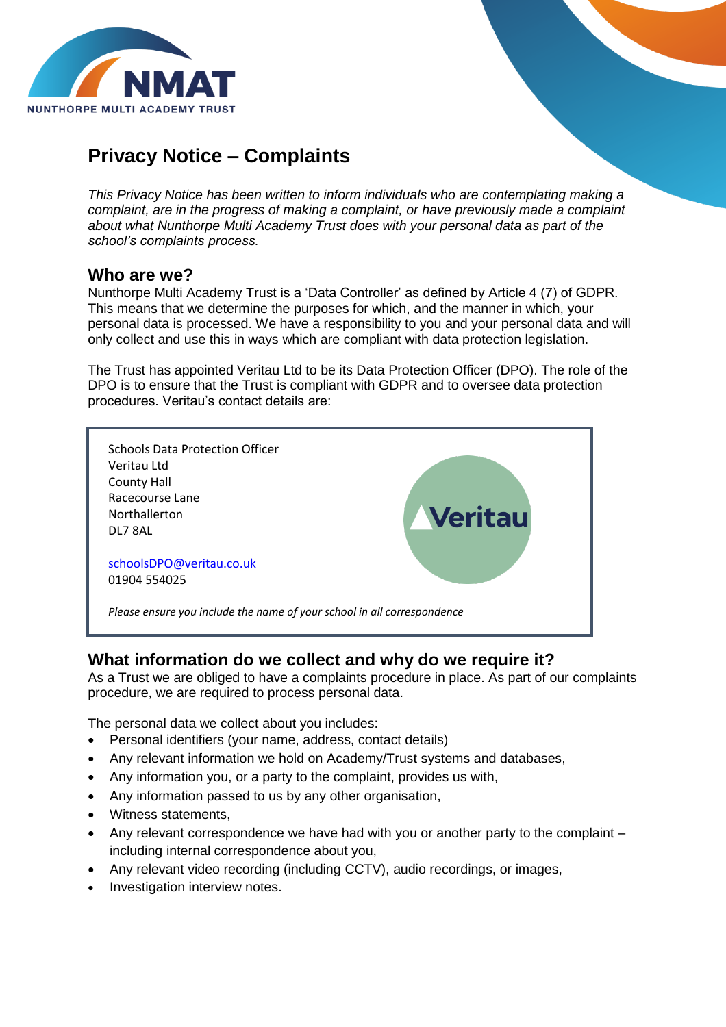# Privacy Notice – Complaints

*This Privacy Notice has been written to inform individuals who are contemplating making a complaint, are in the progress of making a complaint, or have previously made a complaint about what Nunthorpe Multi Academy Trust does with your personal data as part of the school's complaints process.*

## Who are we?

Nunthorpe Multi Academy Trust is a 'Data Controller' as defined by Article 4 (7) of GDPR. This means that we determine the purposes for which, and the manner in which, your personal data is processed. We have a responsibility to you and your personal data and will only collect and use this in ways which are compliant with data protection legislation.

The Trust has appointed Veritau Ltd to be its Data Protection Officer (DPO). The role of the DPO is to ensure that the Trust is compliant with GDPR and to oversee data protection procedures. Veritau's contact details are:

Schools Data Protection Officer
Veritau Ltd
County Hall
Racecourse Lane
Northallerton
DL7 8AL

schoolsDPO@veritau.co.uk
01904 554025

*Please ensure you include the name of your school in all correspondence*

## What information do we collect and why do we require it?

As a Trust we are obliged to have a complaints procedure in place. As part of our complaints procedure, we are required to process personal data.

The personal data we collect about you includes:

- Personal identifiers (your name, address, contact details)
- Any relevant information we hold on Academy/Trust systems and databases,
- Any information you, or a party to the complaint, provides us with,
- Any information passed to us by any other organisation,
- Witness statements,
- Any relevant correspondence we have had with you or another party to the complaint – including internal correspondence about you,
- Any relevant video recording (including CCTV), audio recordings, or images,
- Investigation interview notes.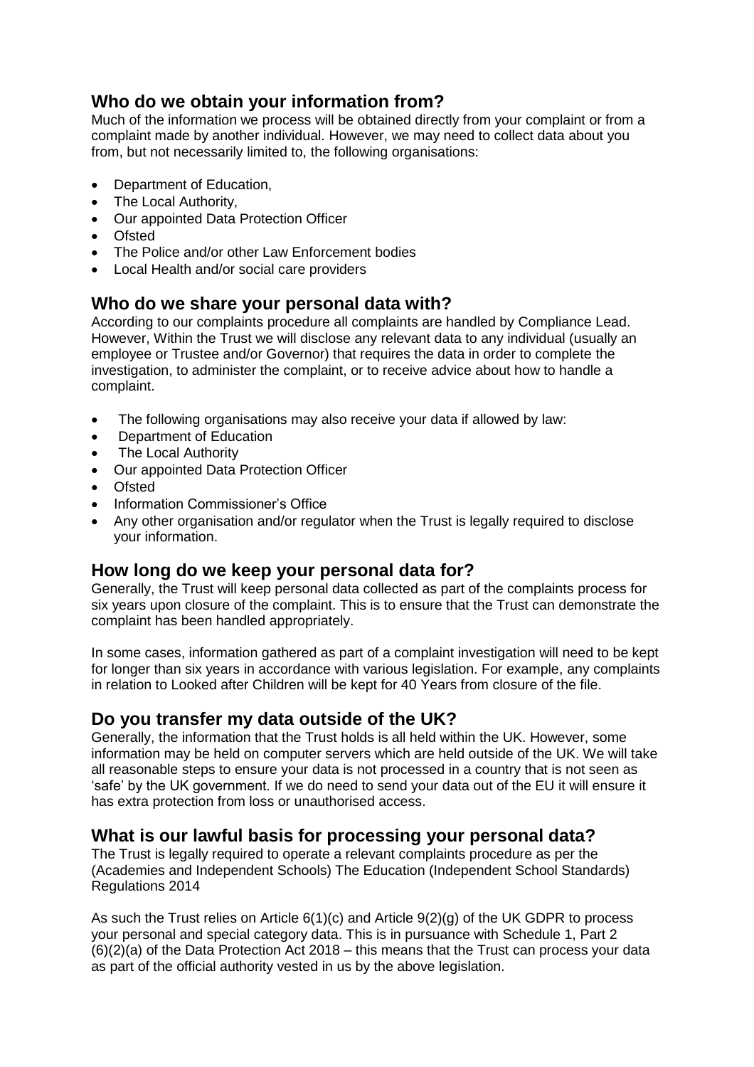## Who do we obtain your information from?

Much of the information we process will be obtained directly from your complaint or from a complaint made by another individual. However, we may need to collect data about you from, but not necessarily limited to, the following organisations:

- Department of Education,
- The Local Authority,
- Our appointed Data Protection Officer
- Ofsted
- The Police and/or other Law Enforcement bodies
- Local Health and/or social care providers

## Who do we share your personal data with?

According to our complaints procedure all complaints are handled by Compliance Lead. However, Within the Trust we will disclose any relevant data to any individual (usually an employee or Trustee and/or Governor) that requires the data in order to complete the investigation, to administer the complaint, or to receive advice about how to handle a complaint.

- The following organisations may also receive your data if allowed by law:
- Department of Education
- The Local Authority
- Our appointed Data Protection Officer
- Ofsted
- Information Commissioner's Office
- Any other organisation and/or regulator when the Trust is legally required to disclose your information.

## How long do we keep your personal data for?

Generally, the Trust will keep personal data collected as part of the complaints process for six years upon closure of the complaint. This is to ensure that the Trust can demonstrate the complaint has been handled appropriately.

In some cases, information gathered as part of a complaint investigation will need to be kept for longer than six years in accordance with various legislation. For example, any complaints in relation to Looked after Children will be kept for 40 Years from closure of the file.

## Do you transfer my data outside of the UK?

Generally, the information that the Trust holds is all held within the UK. However, some information may be held on computer servers which are held outside of the UK. We will take all reasonable steps to ensure your data is not processed in a country that is not seen as 'safe' by the UK government. If we do need to send your data out of the EU it will ensure it has extra protection from loss or unauthorised access.

## What is our lawful basis for processing your personal data?

The Trust is legally required to operate a relevant complaints procedure as per the (Academies and Independent Schools) The Education (Independent School Standards) Regulations 2014

As such the Trust relies on Article 6(1)(c) and Article 9(2)(g) of the UK GDPR to process your personal and special category data. This is in pursuance with Schedule 1, Part 2 (6)(2)(a) of the Data Protection Act 2018 – this means that the Trust can process your data as part of the official authority vested in us by the above legislation.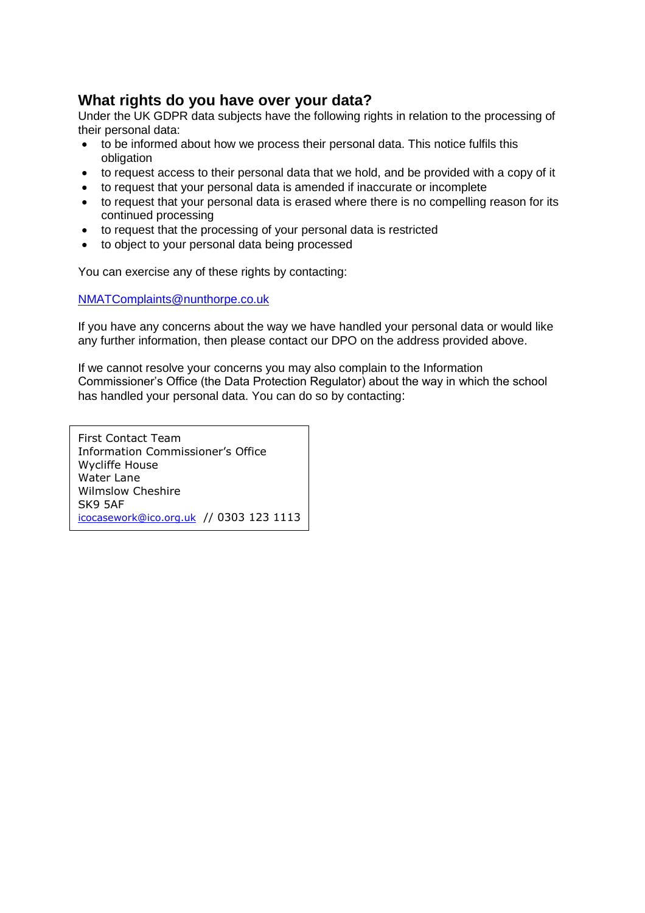## What rights do you have over your data?

Under the UK GDPR data subjects have the following rights in relation to the processing of their personal data:

- to be informed about how we process their personal data. This notice fulfils this obligation
- to request access to their personal data that we hold, and be provided with a copy of it
- to request that your personal data is amended if inaccurate or incomplete
- to request that your personal data is erased where there is no compelling reason for its continued processing
- to request that the processing of your personal data is restricted
- to object to your personal data being processed

You can exercise any of these rights by contacting:

NMATComplaints@nunthorpe.co.uk

If you have any concerns about the way we have handled your personal data or would like any further information, then please contact our DPO on the address provided above.

If we cannot resolve your concerns you may also complain to the Information Commissioner's Office (the Data Protection Regulator) about the way in which the school has handled your personal data. You can do so by contacting:

First Contact Team
Information Commissioner's Office
Wycliffe House
Water Lane
Wilmslow Cheshire
SK9 5AF
icocasework@ico.org.uk // 0303 123 1113